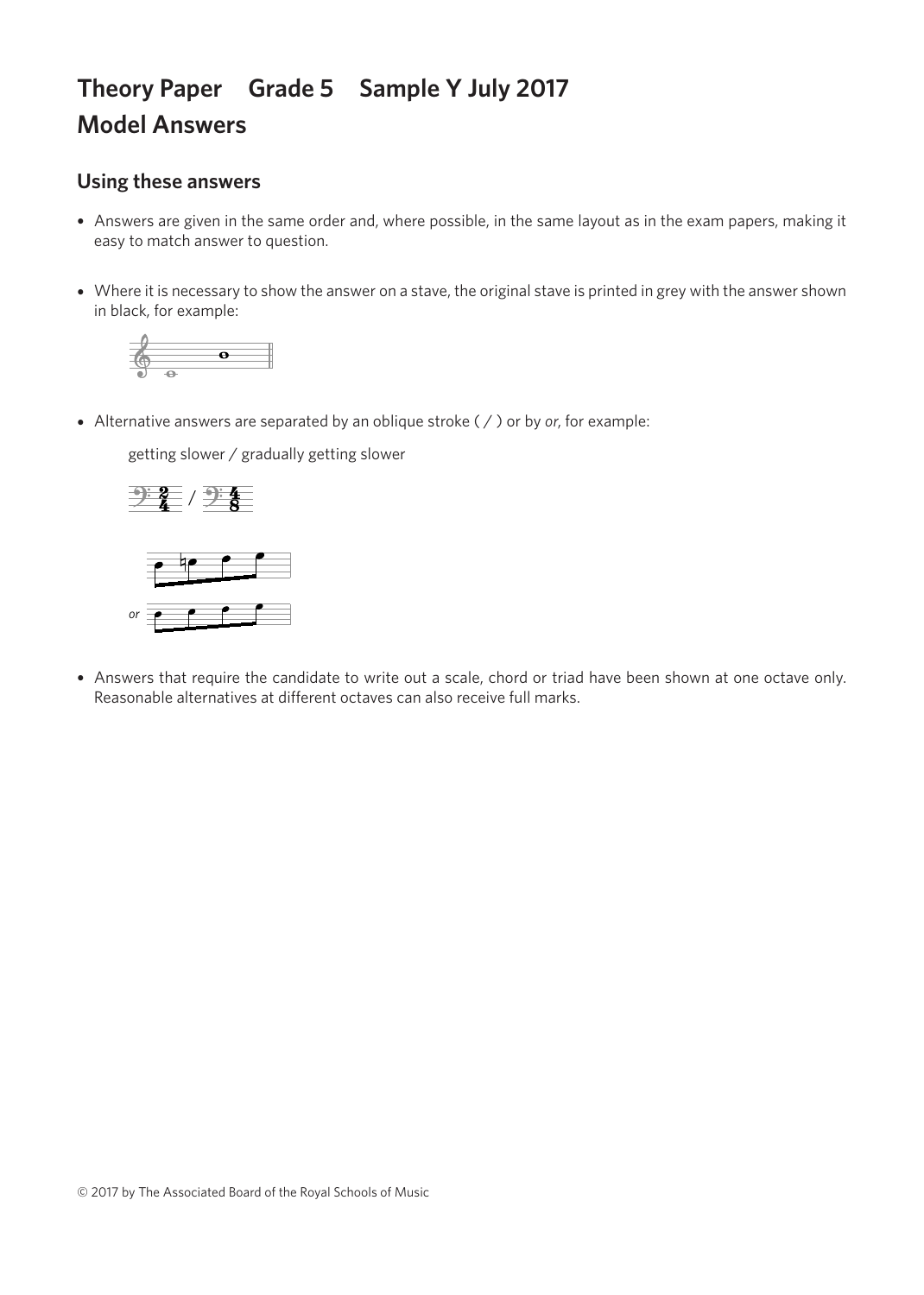# Theory Paper Grade 5 Sample Y July 2017
# Model Answers

## Using these answers

- Answers are given in the same order and, where possible, in the same layout as in the exam papers, making it easy to match answer to question.

- Where it is necessary to show the answer on a stave, the original stave is printed in grey with the answer shown in black, for example:

- Alternative answers are separated by an oblique stroke ( / ) or by *or*, for example:

  getting slower / gradually getting slower

  *or*

- Answers that require the candidate to write out a scale, chord or triad have been shown at one octave only. Reasonable alternatives at different octaves can also receive full marks.

© 2017 by The Associated Board of the Royal Schools of Music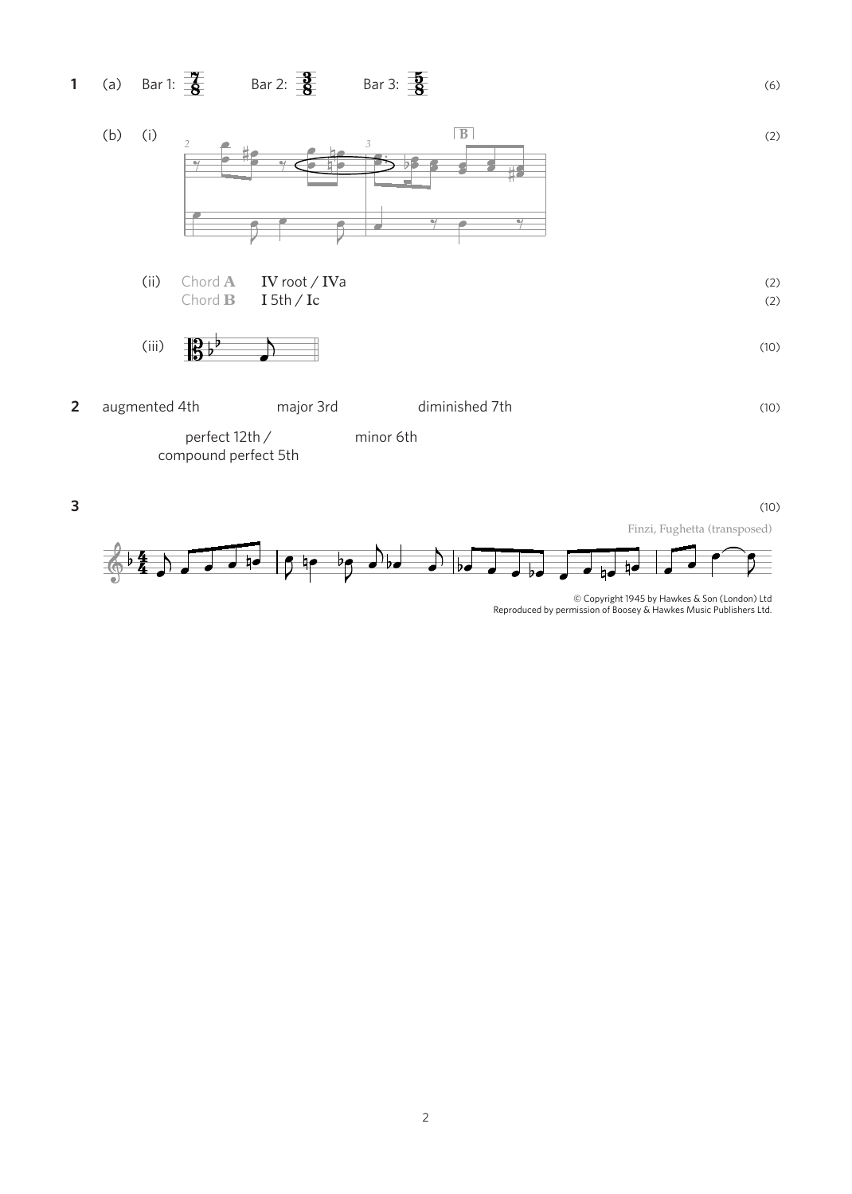**1** (a) Bar 1: $\frac{7}{8}$ Bar 2: $\frac{3}{8}$ Bar 3: $\frac{5}{8}$ (6)

(b) (i) (2)

(ii) Chord **A** **IV** root / **IV**a (2)

Chord **B** **I** 5th / **I**c (2)

(iii) (10)

**2** augmented 4th major 3rd diminished 7th (10)

perfect 12th / compound perfect 5th minor 6th

**3** (10)

Finzi, Fughetta (transposed)

© Copyright 1945 by Hawkes & Son (London) Ltd
Reproduced by permission of Boosey & Hawkes Music Publishers Ltd.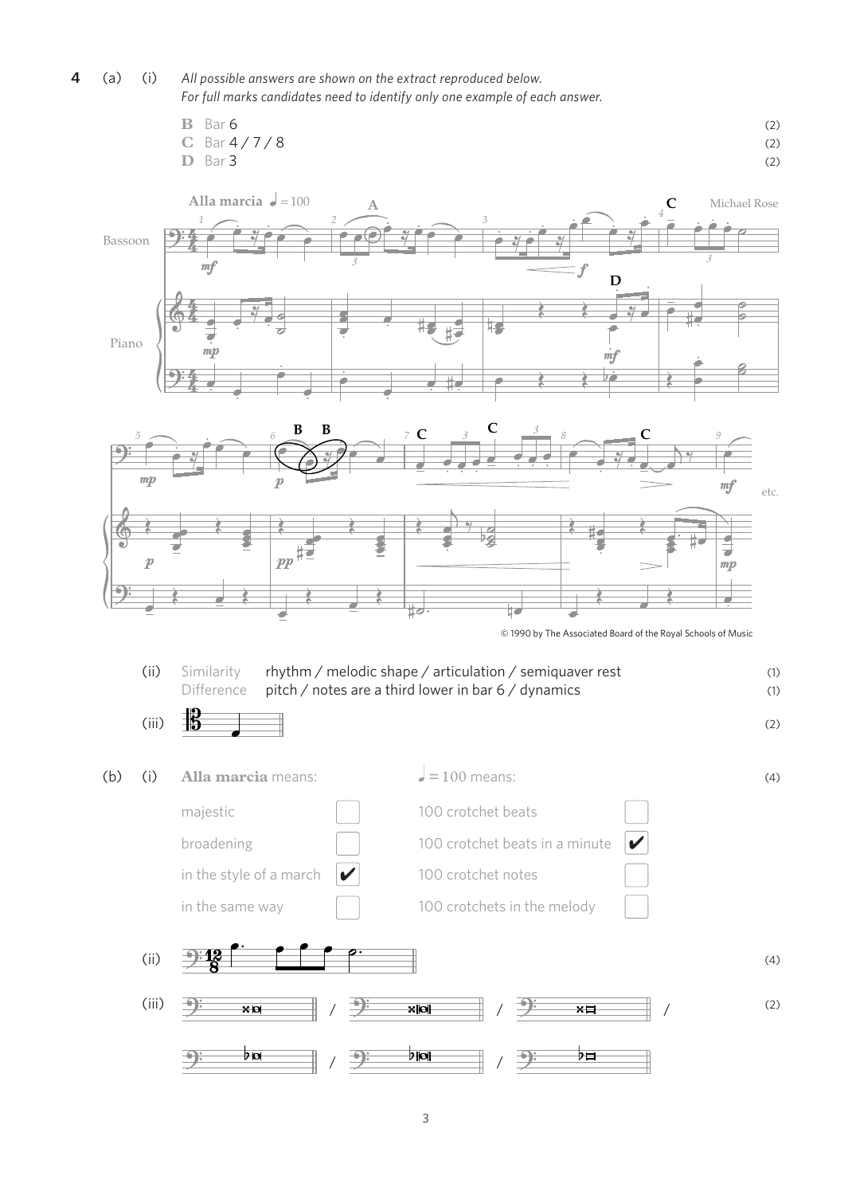**4** (a) (i) *All possible answers are shown on the extract reproduced below.*
*For full marks candidates need to identify only one example of each answer.*

**B** Bar 6 (2)
**C** Bar 4 / 7 / 8 (2)
**D** Bar 3 (2)

**Alla marcia** ♩ = 100 — Michael Rose

Bassoon / Piano

© 1990 by The Associated Board of the Royal Schools of Music

(ii) Similarity: rhythm / melodic shape / articulation / semiquaver rest (1)
Difference: pitch / notes are a third lower in bar 6 / dynamics (1)

(iii) (2)

(b) (i) (4)

| **Alla marcia** means: | | ♩ = 100 means: | |
|---|---|---|---|
| majestic | ☐ | 100 crotchet beats | ☐ |
| broadening | ☐ | 100 crotchet beats in a minute | ✔ |
| in the style of a march | ✔ | 100 crotchet notes | ☐ |
| in the same way | ☐ | 100 crotchets in the melody | ☐ |

(ii) (4)

(iii) (2)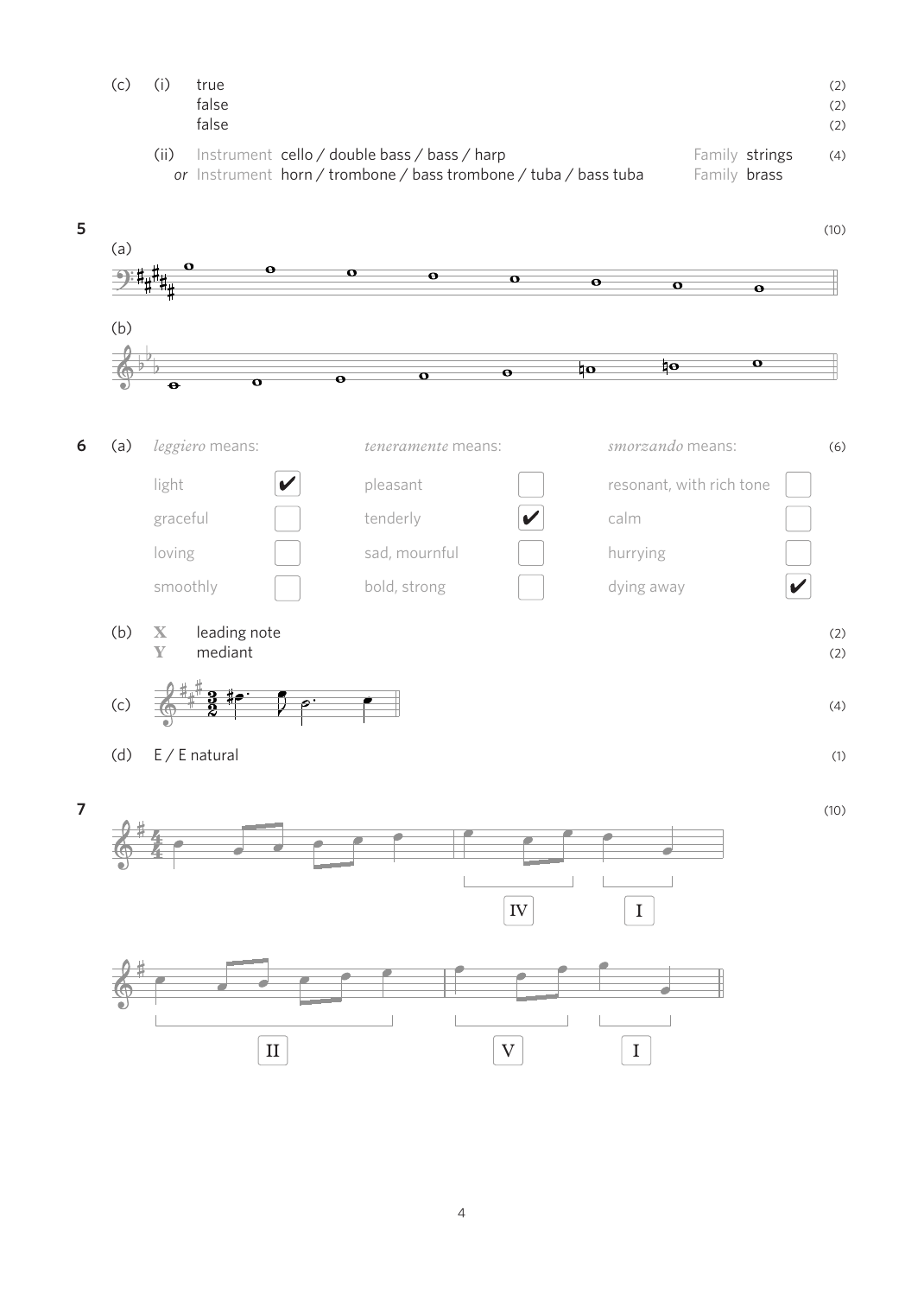(c) (i) true (2)
false (2)
false (2)

(ii) Instrument cello / double bass / bass / harp — Family strings (4)
*or* Instrument horn / trombone / bass trombone / tuba / bass tuba — Family brass

**5** (10)

(a)

(b)

**6** (a) (6)

| *leggiero* means: | | *teneramente* means: | | *smorzando* means: | |
|---|---|---|---|---|---|
| light | ✔ | pleasant | | resonant, with rich tone | |
| graceful | | tenderly | ✔ | calm | |
| loving | | sad, mournful | | hurrying | |
| smoothly | | bold, strong | | dying away | ✔ |

(b) **X** leading note (2)
**Y** mediant (2)

(c) (4)

(d) E / E natural (1)

**7** (10)

IV I

II V I